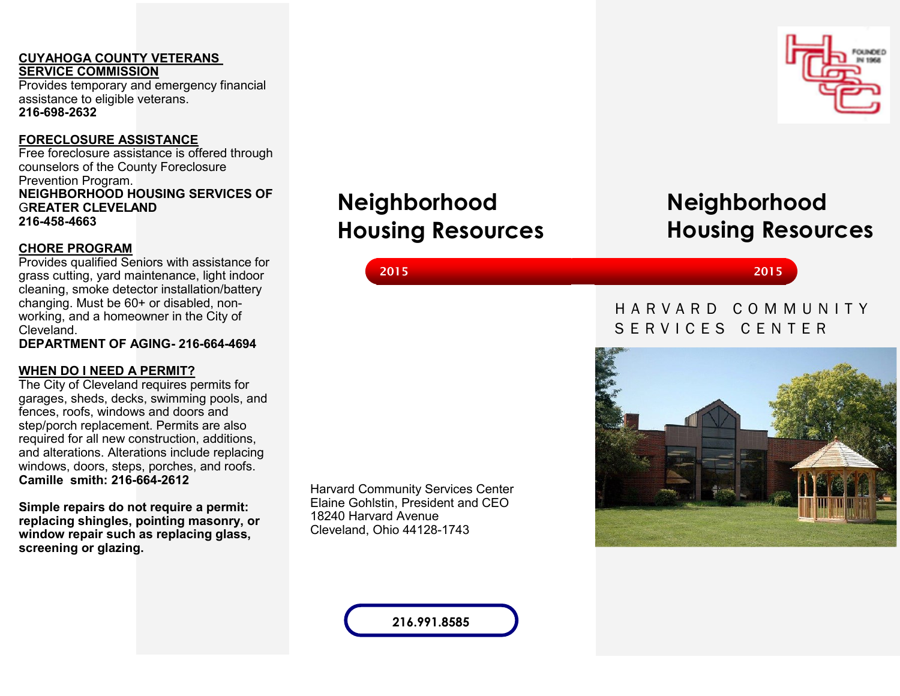**CUYAHOGA COUNTY VETERANS SERVICE COMMISSION**

Provides temporary and emergency financial assistance to eligible veterans.

**216-698-2632**

**FORECLOSURE ASSISTANCE**

Free foreclosure assistance is offered through counselors of the County Foreclosure Prevention Program.

**NEIGHBORHOOD HOUSING SERVICES OF GREATER CLEVELAND**

**216-458-4663**

**CHORE PROGRAM**

Provides qualified Seniors with assistance for grass cutting, yard maintenance, light indoor cleaning, smoke detector installation/battery changing. Must be 60+ or disabled, non-working, and a homeowner in the City of Cleveland.

**DEPARTMENT OF AGING- 216-664-4694**

**WHEN DO I NEED A PERMIT?**

The City of Cleveland requires permits for garages, sheds, decks, swimming pools, and fences, roofs, windows and doors and step/porch replacement. Permits are also required for all new construction, additions, and alterations. Alterations include replacing windows, doors, steps, porches, and roofs.

**Camille smith: 216-664-2612**

**Simple repairs do not require a permit: replacing shingles, pointing masonry, or window repair such as replacing glass, screening or glazing.**

# Neighborhood Housing Resources

2015

Harvard Community Services Center
Elaine Gohlstin, President and CEO
18240 Harvard Avenue
Cleveland, Ohio 44128-1743

**216.991.8585**

HCSC FOUNDED IN 1968

# Neighborhood Housing Resources

2015

HARVARD COMMUNITY SERVICES CENTER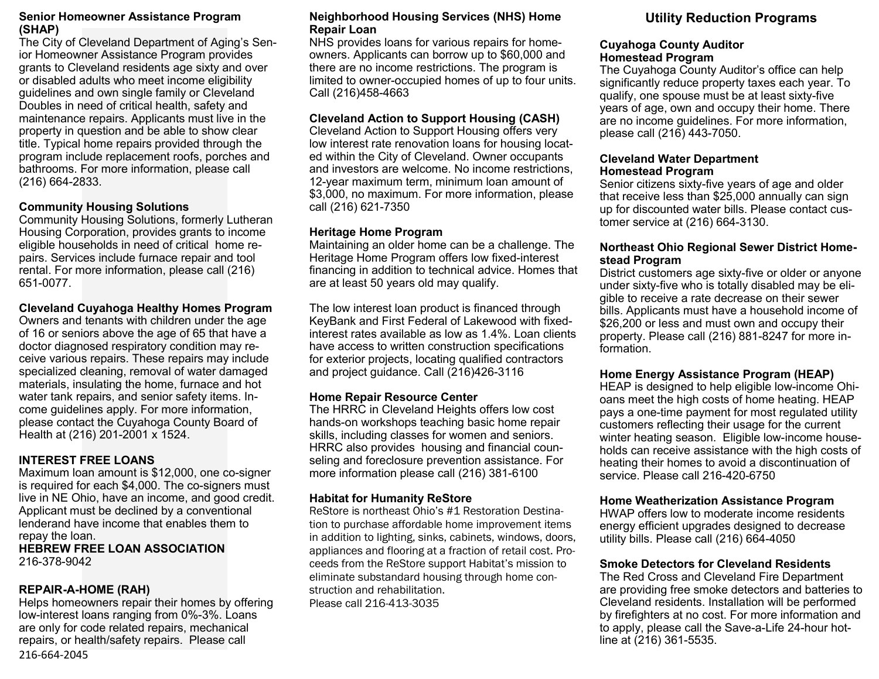**Senior Homeowner Assistance Program (SHAP)**
The City of Cleveland Department of Aging's Senior Homeowner Assistance Program provides grants to Cleveland residents age sixty and over or disabled adults who meet income eligibility guidelines and own single family or Cleveland Doubles in need of critical health, safety and maintenance repairs. Applicants must live in the property in question and be able to show clear title. Typical home repairs provided through the program include replacement roofs, porches and bathrooms. For more information, please call (216) 664-2833.

**Community Housing Solutions**
Community Housing Solutions, formerly Lutheran Housing Corporation, provides grants to income eligible households in need of critical home repairs. Services include furnace repair and tool rental. For more information, please call (216) 651-0077.

**Cleveland Cuyahoga Healthy Homes Program**
Owners and tenants with children under the age of 16 or seniors above the age of 65 that have a doctor diagnosed respiratory condition may receive various repairs. These repairs may include specialized cleaning, removal of water damaged materials, insulating the home, furnace and hot water tank repairs, and senior safety items. Income guidelines apply. For more information, please contact the Cuyahoga County Board of Health at (216) 201-2001 x 1524.

**INTEREST FREE LOANS**
Maximum loan amount is $12,000, one co-signer is required for each $4,000. The co-signers must live in NE Ohio, have an income, and good credit. Applicant must be declined by a conventional lenderand have income that enables them to repay the loan.
**HEBREW FREE LOAN ASSOCIATION**
216-378-9042

**REPAIR-A-HOME (RAH)**
Helps homeowners repair their homes by offering low-interest loans ranging from 0%-3%. Loans are only for code related repairs, mechanical repairs, or health/safety repairs. Please call 216-664-2045

**Neighborhood Housing Services (NHS) Home Repair Loan**
NHS provides loans for various repairs for homeowners. Applicants can borrow up to $60,000 and there are no income restrictions. The program is limited to owner-occupied homes of up to four units. Call (216)458-4663

**Cleveland Action to Support Housing (CASH)**
Cleveland Action to Support Housing offers very low interest rate renovation loans for housing located within the City of Cleveland. Owner occupants and investors are welcome. No income restrictions, 12-year maximum term, minimum loan amount of $3,000, no maximum. For more information, please call (216) 621-7350

**Heritage Home Program**
Maintaining an older home can be a challenge. The Heritage Home Program offers low fixed-interest financing in addition to technical advice. Homes that are at least 50 years old may qualify.

The low interest loan product is financed through KeyBank and First Federal of Lakewood with fixed-interest rates available as low as 1.4%. Loan clients have access to written construction specifications for exterior projects, locating qualified contractors and project guidance. Call (216)426-3116

**Home Repair Resource Center**
The HRRC in Cleveland Heights offers low cost hands-on workshops teaching basic home repair skills, including classes for women and seniors. HRRC also provides housing and financial counseling and foreclosure prevention assistance. For more information please call (216) 381-6100

**Habitat for Humanity ReStore**
ReStore is northeast Ohio's #1 Restoration Destination to purchase affordable home improvement items in addition to lighting, sinks, cabinets, windows, doors, appliances and flooring at a fraction of retail cost. Proceeds from the ReStore support Habitat's mission to eliminate substandard housing through home construction and rehabilitation.
Please call 216-413-3035

## Utility Reduction Programs

**Cuyahoga County Auditor Homestead Program**
The Cuyahoga County Auditor's office can help significantly reduce property taxes each year. To qualify, one spouse must be at least sixty-five years of age, own and occupy their home. There are no income guidelines. For more information, please call (216) 443-7050.

**Cleveland Water Department Homestead Program**
Senior citizens sixty-five years of age and older that receive less than $25,000 annually can sign up for discounted water bills. Please contact customer service at (216) 664-3130.

**Northeast Ohio Regional Sewer District Homestead Program**
District customers age sixty-five or older or anyone under sixty-five who is totally disabled may be eligible to receive a rate decrease on their sewer bills. Applicants must have a household income of $26,200 or less and must own and occupy their property. Please call (216) 881-8247 for more information.

**Home Energy Assistance Program (HEAP)**
HEAP is designed to help eligible low-income Ohioans meet the high costs of home heating. HEAP pays a one-time payment for most regulated utility customers reflecting their usage for the current winter heating season. Eligible low-income households can receive assistance with the high costs of heating their homes to avoid a discontinuation of service. Please call 216-420-6750

**Home Weatherization Assistance Program**
HWAP offers low to moderate income residents energy efficient upgrades designed to decrease utility bills. Please call (216) 664-4050

**Smoke Detectors for Cleveland Residents**
The Red Cross and Cleveland Fire Department are providing free smoke detectors and batteries to Cleveland residents. Installation will be performed by firefighters at no cost. For more information and to apply, please call the Save-a-Life 24-hour hotline at (216) 361-5535.